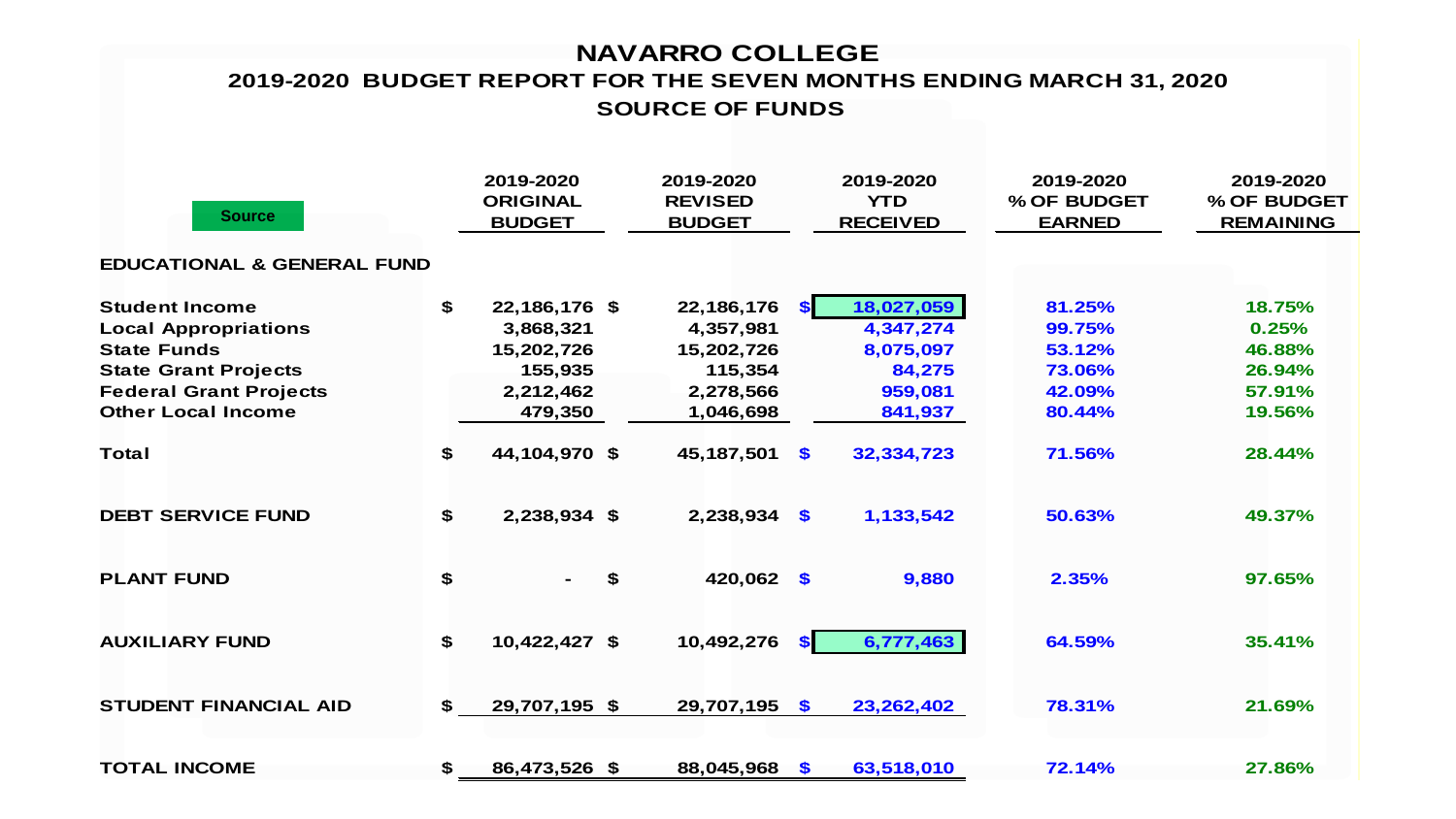# NAVARRO COLLEGE

## 2019-2020 BUDGET REPORT FOR THE SEVEN MONTHS ENDING MARCH 31, 2020

### SOURCE OF FUNDS

| Source | 2019-2020 ORIGINAL BUDGET | 2019-2020 REVISED BUDGET | 2019-2020 YTD RECEIVED | 2019-2020 % OF BUDGET EARNED | 2019-2020 % OF BUDGET REMAINING |
|---|---|---|---|---|---|
| **EDUCATIONAL & GENERAL FUND** | | | | | |
| Student Income | $ 22,186,176 | $ 22,186,176 | $ 18,027,059 | 81.25% | 18.75% |
| Local Appropriations | 3,868,321 | 4,357,981 | 4,347,274 | 99.75% | 0.25% |
| State Funds | 15,202,726 | 15,202,726 | 8,075,097 | 53.12% | 46.88% |
| State Grant Projects | 155,935 | 115,354 | 84,275 | 73.06% | 26.94% |
| Federal Grant Projects | 2,212,462 | 2,278,566 | 959,081 | 42.09% | 57.91% |
| Other Local Income | 479,350 | 1,046,698 | 841,937 | 80.44% | 19.56% |
| Total | $ 44,104,970 | $ 45,187,501 | $ 32,334,723 | 71.56% | 28.44% |
| **DEBT SERVICE FUND** | $ 2,238,934 | $ 2,238,934 | $ 1,133,542 | 50.63% | 49.37% |
| **PLANT FUND** | $ - | $ 420,062 | $ 9,880 | 2.35% | 97.65% |
| **AUXILIARY FUND** | $ 10,422,427 | $ 10,492,276 | $ 6,777,463 | 64.59% | 35.41% |
| **STUDENT FINANCIAL AID** | $ 29,707,195 | $ 29,707,195 | $ 23,262,402 | 78.31% | 21.69% |
| **TOTAL INCOME** | $ 86,473,526 | $ 88,045,968 | $ 63,518,010 | 72.14% | 27.86% |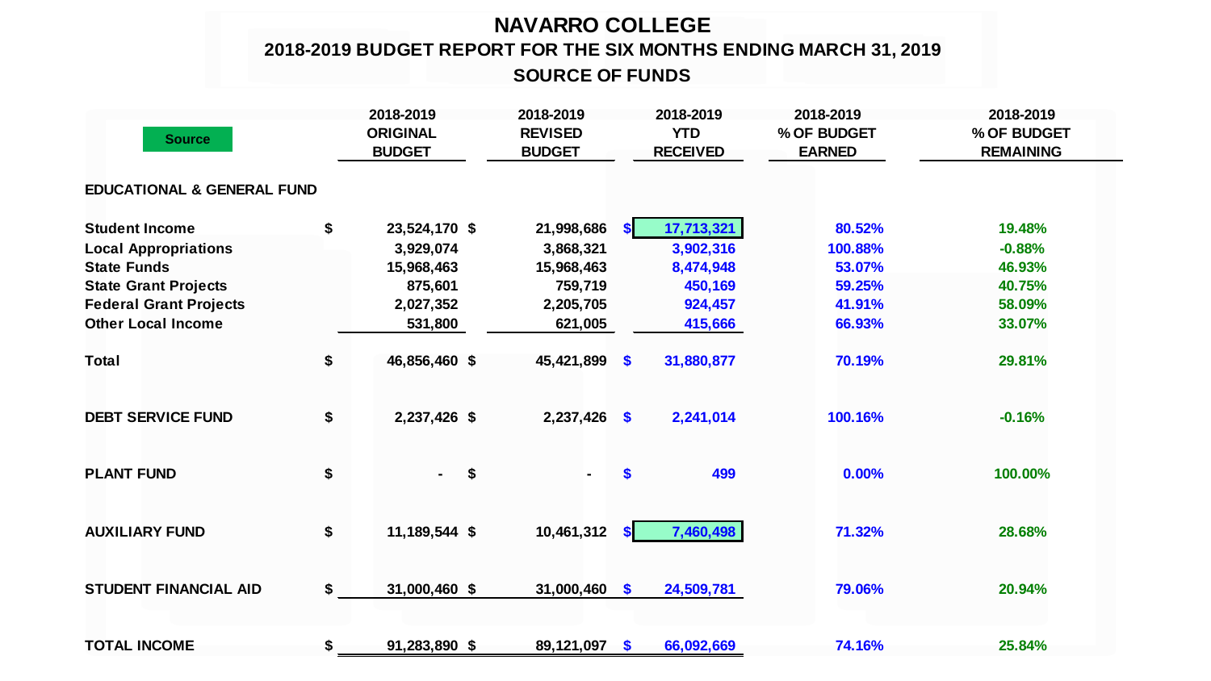# NAVARRO COLLEGE

## 2018-2019 BUDGET REPORT FOR THE SIX MONTHS ENDING MARCH 31, 2019

### SOURCE OF FUNDS

| Source | 2018-2019 ORIGINAL BUDGET | 2018-2019 REVISED BUDGET | 2018-2019 YTD RECEIVED | 2018-2019 % OF BUDGET EARNED | 2018-2019 % OF BUDGET REMAINING |
|---|---|---|---|---|---|
| **EDUCATIONAL & GENERAL FUND** | | | | | |
| **Student Income** | $ 23,524,170 | $ 21,998,686 | $ 17,713,321 | 80.52% | 19.48% |
| **Local Appropriations** | 3,929,074 | 3,868,321 | 3,902,316 | 100.88% | -0.88% |
| **State Funds** | 15,968,463 | 15,968,463 | 8,474,948 | 53.07% | 46.93% |
| **State Grant Projects** | 875,601 | 759,719 | 450,169 | 59.25% | 40.75% |
| **Federal Grant Projects** | 2,027,352 | 2,205,705 | 924,457 | 41.91% | 58.09% |
| **Other Local Income** | 531,800 | 621,005 | 415,666 | 66.93% | 33.07% |
| **Total** | $ 46,856,460 | $ 45,421,899 | $ 31,880,877 | 70.19% | 29.81% |
| **DEBT SERVICE FUND** | $ 2,237,426 | $ 2,237,426 | $ 2,241,014 | 100.16% | -0.16% |
| **PLANT FUND** | $ - | $ - | $ 499 | 0.00% | 100.00% |
| **AUXILIARY FUND** | $ 11,189,544 | $ 10,461,312 | $ 7,460,498 | 71.32% | 28.68% |
| **STUDENT FINANCIAL AID** | $ 31,000,460 | $ 31,000,460 | $ 24,509,781 | 79.06% | 20.94% |
| **TOTAL INCOME** | $ 91,283,890 | $ 89,121,097 | $ 66,092,669 | 74.16% | 25.84% |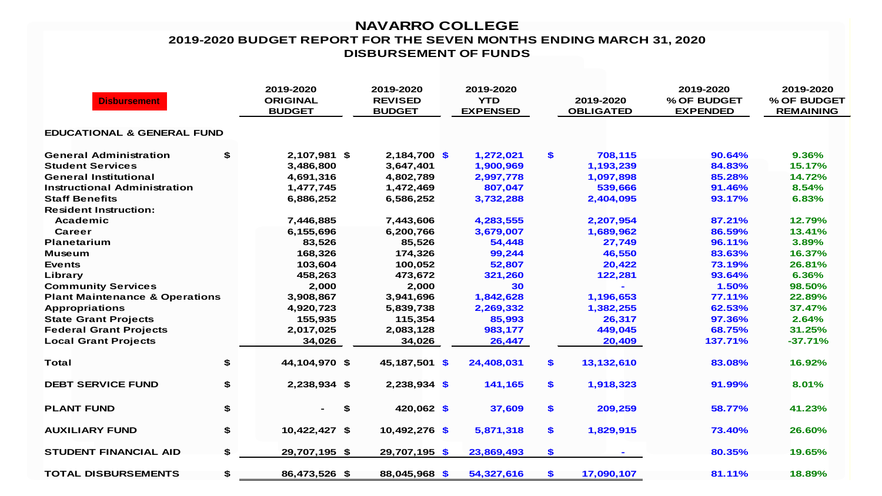# NAVARRO COLLEGE

## 2019-2020 BUDGET REPORT FOR THE SEVEN MONTHS ENDING MARCH 31, 2020

## DISBURSEMENT OF FUNDS

| Disbursement | 2019-2020 ORIGINAL BUDGET | 2019-2020 REVISED BUDGET | 2019-2020 YTD EXPENSED | 2019-2020 OBLIGATED | 2019-2020 % OF BUDGET EXPENDED | 2019-2020 % OF BUDGET REMAINING |
|---|---|---|---|---|---|---|
| **EDUCATIONAL & GENERAL FUND** | | | | | | |
| General Administration | $ 2,107,981 | $ 2,184,700 | $ 1,272,021 | $ 708,115 | 90.64% | 9.36% |
| Student Services | 3,486,800 | 3,647,401 | 1,900,969 | 1,193,239 | 84.83% | 15.17% |
| General Institutional | 4,691,316 | 4,802,789 | 2,997,778 | 1,097,898 | 85.28% | 14.72% |
| Instructional Administration | 1,477,745 | 1,472,469 | 807,047 | 539,666 | 91.46% | 8.54% |
| Staff Benefits | 6,886,252 | 6,586,252 | 3,732,288 | 2,404,095 | 93.17% | 6.83% |
| Resident Instruction: | | | | | | |
| Academic | 7,446,885 | 7,443,606 | 4,283,555 | 2,207,954 | 87.21% | 12.79% |
| Career | 6,155,696 | 6,200,766 | 3,679,007 | 1,689,962 | 86.59% | 13.41% |
| Planetarium | 83,526 | 85,526 | 54,448 | 27,749 | 96.11% | 3.89% |
| Museum | 168,326 | 174,326 | 99,244 | 46,550 | 83.63% | 16.37% |
| Events | 103,604 | 100,052 | 52,807 | 20,422 | 73.19% | 26.81% |
| Library | 458,263 | 473,672 | 321,260 | 122,281 | 93.64% | 6.36% |
| Community Services | 2,000 | 2,000 | 30 | - | 1.50% | 98.50% |
| Plant Maintenance & Operations | 3,908,867 | 3,941,696 | 1,842,628 | 1,196,653 | 77.11% | 22.89% |
| Appropriations | 4,920,723 | 5,839,738 | 2,269,332 | 1,382,255 | 62.53% | 37.47% |
| State Grant Projects | 155,935 | 115,354 | 85,993 | 26,317 | 97.36% | 2.64% |
| Federal Grant Projects | 2,017,025 | 2,083,128 | 983,177 | 449,045 | 68.75% | 31.25% |
| Local Grant Projects | 34,026 | 34,026 | 26,447 | 20,409 | 137.71% | -37.71% |
| **Total** | $ 44,104,970 | $ 45,187,501 | $ 24,408,031 | $ 13,132,610 | 83.08% | 16.92% |
| **DEBT SERVICE FUND** | $ 2,238,934 | $ 2,238,934 | $ 141,165 | $ 1,918,323 | 91.99% | 8.01% |
| **PLANT FUND** | $ - | $ 420,062 | $ 37,609 | $ 209,259 | 58.77% | 41.23% |
| **AUXILIARY FUND** | $ 10,422,427 | $ 10,492,276 | $ 5,871,318 | $ 1,829,915 | 73.40% | 26.60% |
| **STUDENT FINANCIAL AID** | $ 29,707,195 | $ 29,707,195 | $ 23,869,493 | $ - | 80.35% | 19.65% |
| **TOTAL DISBURSEMENTS** | $ 86,473,526 | $ 88,045,968 | $ 54,327,616 | $ 17,090,107 | 81.11% | 18.89% |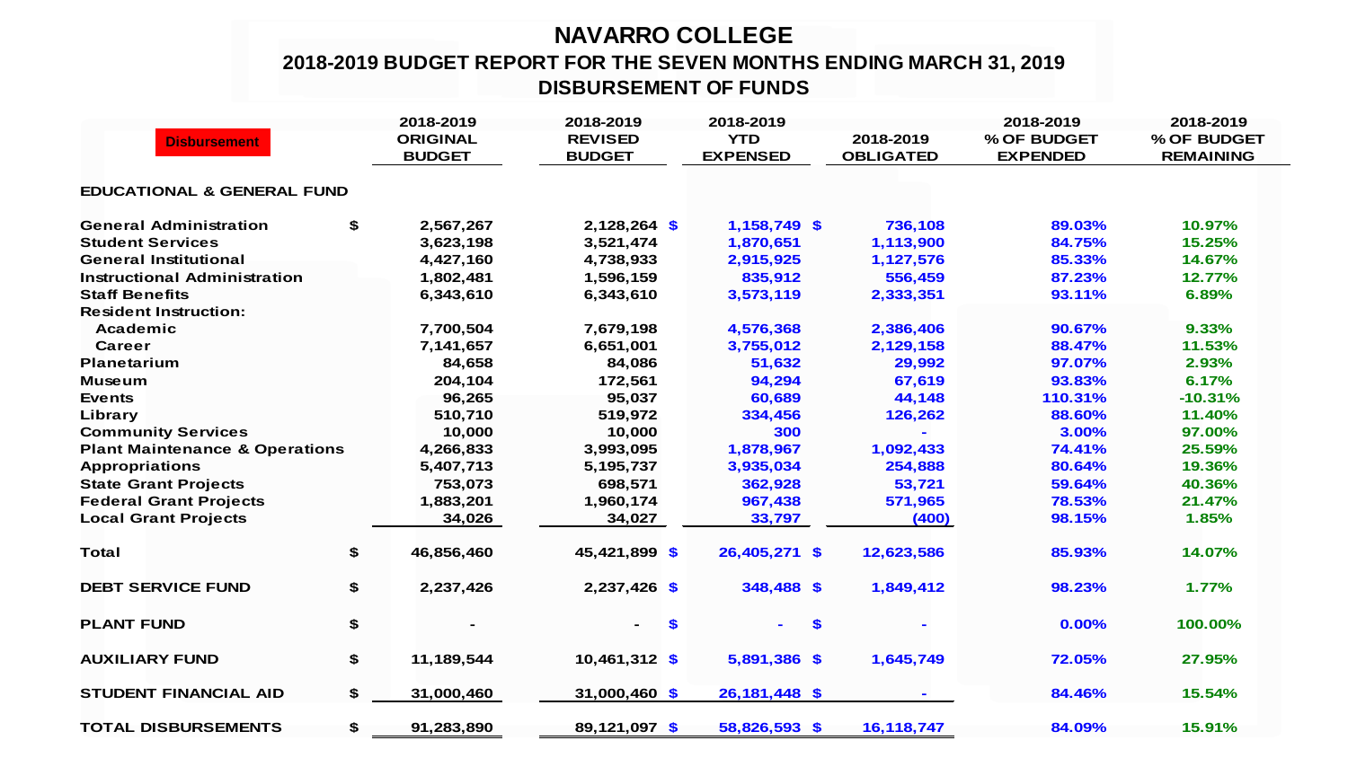# NAVARRO COLLEGE

## 2018-2019 BUDGET REPORT FOR THE SEVEN MONTHS ENDING MARCH 31, 2019

## DISBURSEMENT OF FUNDS

| Disbursement | | 2018-2019 ORIGINAL BUDGET | 2018-2019 REVISED BUDGET | 2018-2019 YTD EXPENSED | 2018-2019 OBLIGATED | 2018-2019 % OF BUDGET EXPENDED | 2018-2019 % OF BUDGET REMAINING |
|---|---|---|---|---|---|---|---|
| **EDUCATIONAL & GENERAL FUND** | | | | | | | |
| General Administration | $ | 2,567,267 | 2,128,264 | $ 1,158,749 | $ 736,108 | 89.03% | 10.97% |
| Student Services | | 3,623,198 | 3,521,474 | 1,870,651 | 1,113,900 | 84.75% | 15.25% |
| General Institutional | | 4,427,160 | 4,738,933 | 2,915,925 | 1,127,576 | 85.33% | 14.67% |
| Instructional Administration | | 1,802,481 | 1,596,159 | 835,912 | 556,459 | 87.23% | 12.77% |
| Staff Benefits | | 6,343,610 | 6,343,610 | 3,573,119 | 2,333,351 | 93.11% | 6.89% |
| Resident Instruction: | | | | | | | |
| Academic | | 7,700,504 | 7,679,198 | 4,576,368 | 2,386,406 | 90.67% | 9.33% |
| Career | | 7,141,657 | 6,651,001 | 3,755,012 | 2,129,158 | 88.47% | 11.53% |
| Planetarium | | 84,658 | 84,086 | 51,632 | 29,992 | 97.07% | 2.93% |
| Museum | | 204,104 | 172,561 | 94,294 | 67,619 | 93.83% | 6.17% |
| Events | | 96,265 | 95,037 | 60,689 | 44,148 | 110.31% | -10.31% |
| Library | | 510,710 | 519,972 | 334,456 | 126,262 | 88.60% | 11.40% |
| Community Services | | 10,000 | 10,000 | 300 | - | 3.00% | 97.00% |
| Plant Maintenance & Operations | | 4,266,833 | 3,993,095 | 1,878,967 | 1,092,433 | 74.41% | 25.59% |
| Appropriations | | 5,407,713 | 5,195,737 | 3,935,034 | 254,888 | 80.64% | 19.36% |
| State Grant Projects | | 753,073 | 698,571 | 362,928 | 53,721 | 59.64% | 40.36% |
| Federal Grant Projects | | 1,883,201 | 1,960,174 | 967,438 | 571,965 | 78.53% | 21.47% |
| Local Grant Projects | | 34,026 | 34,027 | 33,797 | (400) | 98.15% | 1.85% |
| **Total** | $ | 46,856,460 | 45,421,899 | $ 26,405,271 | $ 12,623,586 | 85.93% | 14.07% |
| **DEBT SERVICE FUND** | $ | 2,237,426 | 2,237,426 | $ 348,488 | $ 1,849,412 | 98.23% | 1.77% |
| **PLANT FUND** | $ | - | - | $ - | $ - | 0.00% | 100.00% |
| **AUXILIARY FUND** | $ | 11,189,544 | 10,461,312 | $ 5,891,386 | $ 1,645,749 | 72.05% | 27.95% |
| **STUDENT FINANCIAL AID** | $ | 31,000,460 | 31,000,460 | $ 26,181,448 | $ - | 84.46% | 15.54% |
| **TOTAL DISBURSEMENTS** | $ | 91,283,890 | 89,121,097 | $ 58,826,593 | $ 16,118,747 | 84.09% | 15.91% |